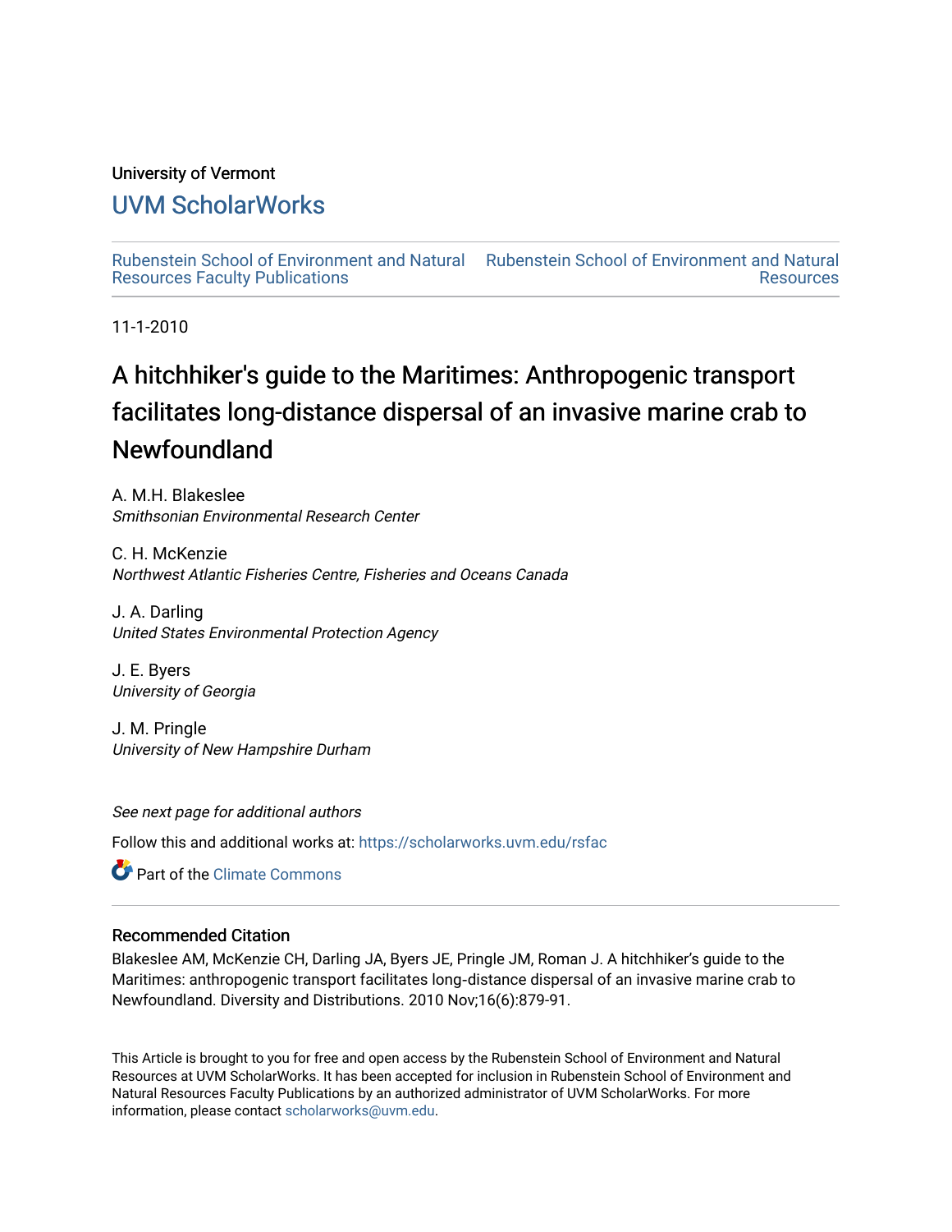University of Vermont

## UVM ScholarWorks

Rubenstein School of Environment and Natural Resources Faculty Publications

Rubenstein School of Environment and Natural Resources

11-1-2010

# A hitchhiker's guide to the Maritimes: Anthropogenic transport facilitates long-distance dispersal of an invasive marine crab to Newfoundland

A. M.H. Blakeslee
*Smithsonian Environmental Research Center*

C. H. McKenzie
*Northwest Atlantic Fisheries Centre, Fisheries and Oceans Canada*

J. A. Darling
*United States Environmental Protection Agency*

J. E. Byers
*University of Georgia*

J. M. Pringle
*University of New Hampshire Durham*

*See next page for additional authors*

Follow this and additional works at: https://scholarworks.uvm.edu/rsfac

Part of the Climate Commons

### Recommended Citation

Blakeslee AM, McKenzie CH, Darling JA, Byers JE, Pringle JM, Roman J. A hitchhiker's guide to the Maritimes: anthropogenic transport facilitates long-distance dispersal of an invasive marine crab to Newfoundland. Diversity and Distributions. 2010 Nov;16(6):879-91.

This Article is brought to you for free and open access by the Rubenstein School of Environment and Natural Resources at UVM ScholarWorks. It has been accepted for inclusion in Rubenstein School of Environment and Natural Resources Faculty Publications by an authorized administrator of UVM ScholarWorks. For more information, please contact scholarworks@uvm.edu.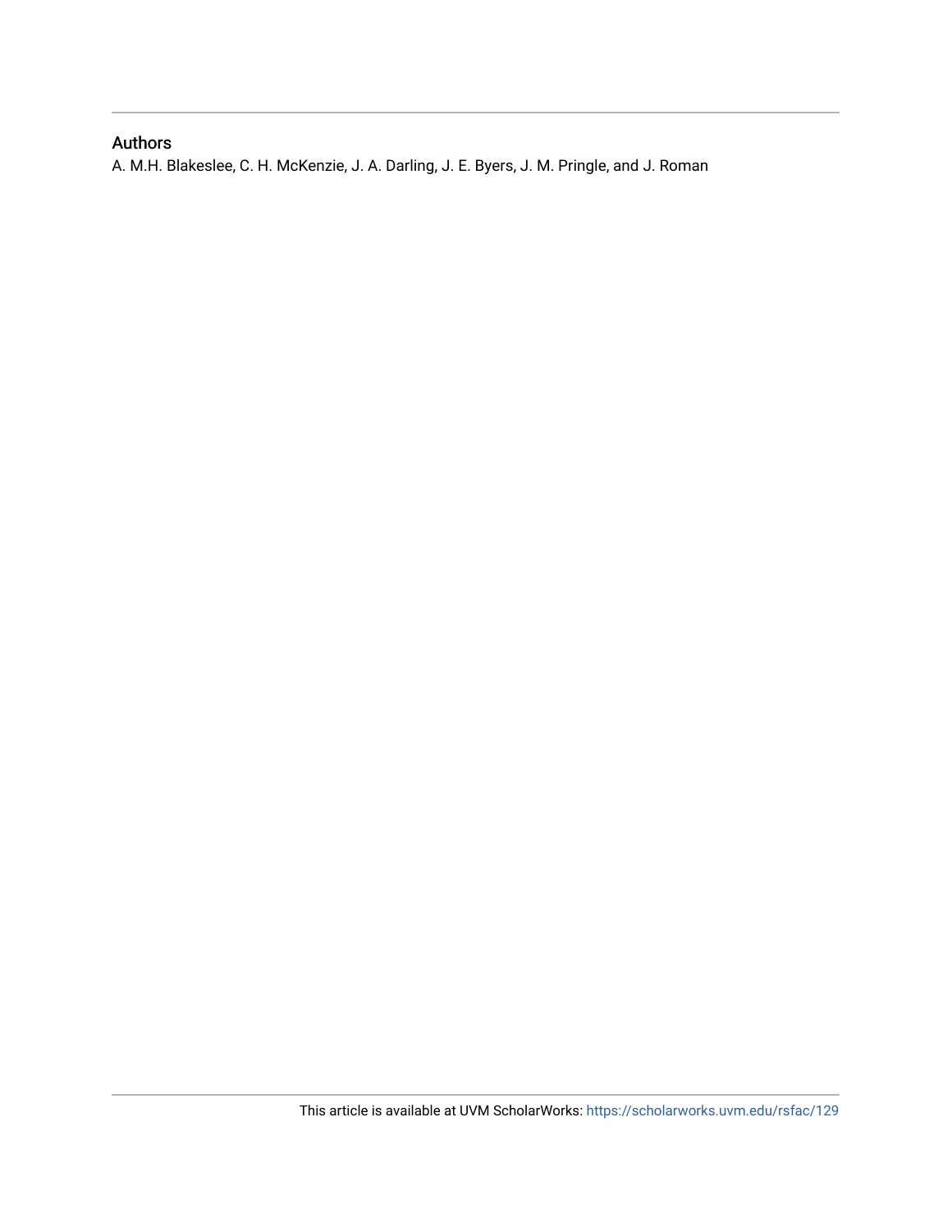## Authors

A. M.H. Blakeslee, C. H. McKenzie, J. A. Darling, J. E. Byers, J. M. Pringle, and J. Roman

This article is available at UVM ScholarWorks: https://scholarworks.uvm.edu/rsfac/129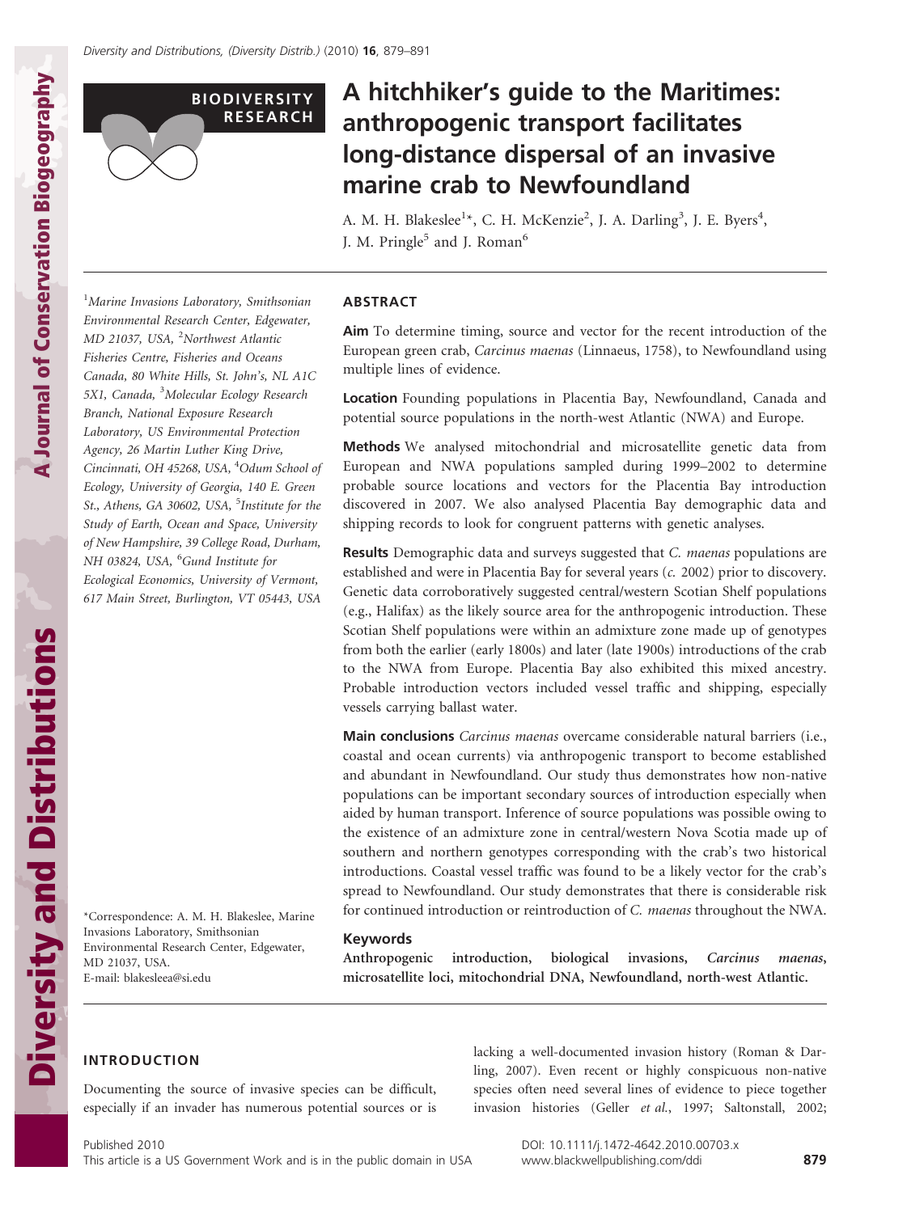# A hitchhiker's guide to the Maritimes: anthropogenic transport facilitates long-distance dispersal of an invasive marine crab to Newfoundland

A. M. H. Blakeslee[1]*, C. H. McKenzie[2], J. A. Darling[3], J. E. Byers[4], J. M. Pringle[5] and J. Roman[6]

[1]Marine Invasions Laboratory, Smithsonian Environmental Research Center, Edgewater, MD 21037, USA, [2]Northwest Atlantic Fisheries Centre, Fisheries and Oceans Canada, 80 White Hills, St. John's, NL A1C 5X1, Canada, [3]Molecular Ecology Research Branch, National Exposure Research Laboratory, US Environmental Protection Agency, 26 Martin Luther King Drive, Cincinnati, OH 45268, USA, [4]Odum School of Ecology, University of Georgia, 140 E. Green St., Athens, GA 30602, USA, [5]Institute for the Study of Earth, Ocean and Space, University of New Hampshire, 39 College Road, Durham, NH 03824, USA, [6]Gund Institute for Ecological Economics, University of Vermont, 617 Main Street, Burlington, VT 05443, USA

*Correspondence: A. M. H. Blakeslee, Marine Invasions Laboratory, Smithsonian Environmental Research Center, Edgewater, MD 21037, USA.
E-mail: blakesleea@si.edu

## ABSTRACT

**Aim** To determine timing, source and vector for the recent introduction of the European green crab, *Carcinus maenas* (Linnaeus, 1758), to Newfoundland using multiple lines of evidence.

**Location** Founding populations in Placentia Bay, Newfoundland, Canada and potential source populations in the north-west Atlantic (NWA) and Europe.

**Methods** We analysed mitochondrial and microsatellite genetic data from European and NWA populations sampled during 1999–2002 to determine probable source locations and vectors for the Placentia Bay introduction discovered in 2007. We also analysed Placentia Bay demographic data and shipping records to look for congruent patterns with genetic analyses.

**Results** Demographic data and surveys suggested that *C. maenas* populations are established and were in Placentia Bay for several years (*c.* 2002) prior to discovery. Genetic data corroboratively suggested central/western Scotian Shelf populations (e.g., Halifax) as the likely source area for the anthropogenic introduction. These Scotian Shelf populations were within an admixture zone made up of genotypes from both the earlier (early 1800s) and later (late 1900s) introductions of the crab to the NWA from Europe. Placentia Bay also exhibited this mixed ancestry. Probable introduction vectors included vessel traffic and shipping, especially vessels carrying ballast water.

**Main conclusions** *Carcinus maenas* overcame considerable natural barriers (i.e., coastal and ocean currents) via anthropogenic transport to become established and abundant in Newfoundland. Our study thus demonstrates how non-native populations can be important secondary sources of introduction especially when aided by human transport. Inference of source populations was possible owing to the existence of an admixture zone in central/western Nova Scotia made up of southern and northern genotypes corresponding with the crab's two historical introductions. Coastal vessel traffic was found to be a likely vector for the crab's spread to Newfoundland. Our study demonstrates that there is considerable risk for continued introduction or reintroduction of *C. maenas* throughout the NWA.

### Keywords

Anthropogenic introduction, biological invasions, *Carcinus maenas*, microsatellite loci, mitochondrial DNA, Newfoundland, north-west Atlantic.

## INTRODUCTION

Documenting the source of invasive species can be difficult, especially if an invader has numerous potential sources or is lacking a well-documented invasion history (Roman & Darling, 2007). Even recent or highly conspicuous non-native species often need several lines of evidence to piece together invasion histories (Geller *et al.*, 1997; Saltonstall, 2002;

Published 2010
This article is a US Government Work and is in the public domain in USA

DOI: 10.1111/j.1472-4642.2010.00703.x
www.blackwellpublishing.com/ddi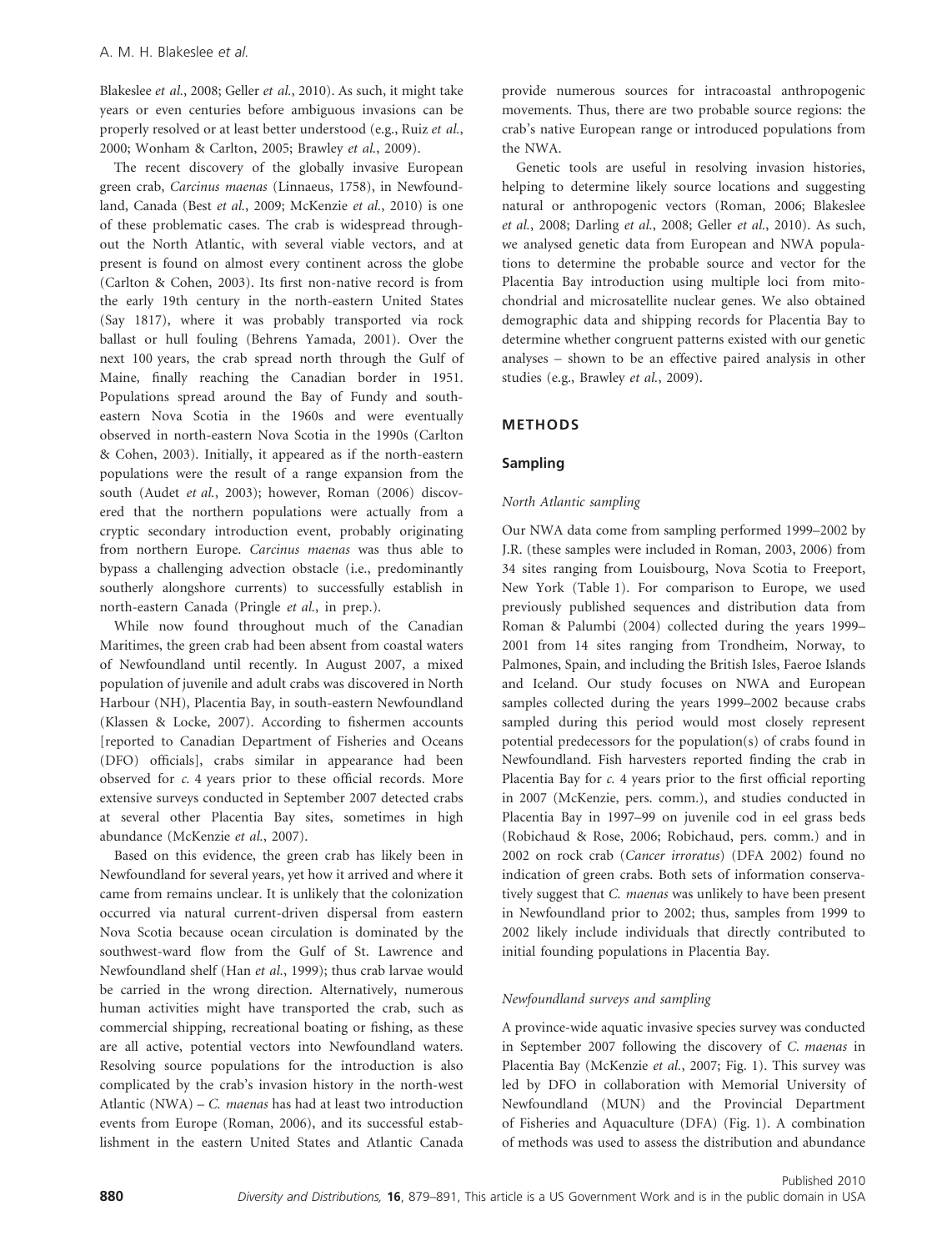Blakeslee *et al.*, 2008; Geller *et al.*, 2010). As such, it might take years or even centuries before ambiguous invasions can be properly resolved or at least better understood (e.g., Ruiz *et al.*, 2000; Wonham & Carlton, 2005; Brawley *et al.*, 2009).

The recent discovery of the globally invasive European green crab, *Carcinus maenas* (Linnaeus, 1758), in Newfoundland, Canada (Best *et al.*, 2009; McKenzie *et al.*, 2010) is one of these problematic cases. The crab is widespread throughout the North Atlantic, with several viable vectors, and at present is found on almost every continent across the globe (Carlton & Cohen, 2003). Its first non-native record is from the early 19th century in the north-eastern United States (Say 1817), where it was probably transported via rock ballast or hull fouling (Behrens Yamada, 2001). Over the next 100 years, the crab spread north through the Gulf of Maine, finally reaching the Canadian border in 1951. Populations spread around the Bay of Fundy and south-eastern Nova Scotia in the 1960s and were eventually observed in north-eastern Nova Scotia in the 1990s (Carlton & Cohen, 2003). Initially, it appeared as if the north-eastern populations were the result of a range expansion from the south (Audet *et al.*, 2003); however, Roman (2006) discovered that the northern populations were actually from a cryptic secondary introduction event, probably originating from northern Europe. *Carcinus maenas* was thus able to bypass a challenging advection obstacle (i.e., predominantly southerly alongshore currents) to successfully establish in north-eastern Canada (Pringle *et al.*, in prep.).

While now found throughout much of the Canadian Maritimes, the green crab had been absent from coastal waters of Newfoundland until recently. In August 2007, a mixed population of juvenile and adult crabs was discovered in North Harbour (NH), Placentia Bay, in south-eastern Newfoundland (Klassen & Locke, 2007). According to fishermen accounts [reported to Canadian Department of Fisheries and Oceans (DFO) officials], crabs similar in appearance had been observed for *c.* 4 years prior to these official records. More extensive surveys conducted in September 2007 detected crabs at several other Placentia Bay sites, sometimes in high abundance (McKenzie *et al.*, 2007).

Based on this evidence, the green crab has likely been in Newfoundland for several years, yet how it arrived and where it came from remains unclear. It is unlikely that the colonization occurred via natural current-driven dispersal from eastern Nova Scotia because ocean circulation is dominated by the southwest-ward flow from the Gulf of St. Lawrence and Newfoundland shelf (Han *et al.*, 1999); thus crab larvae would be carried in the wrong direction. Alternatively, numerous human activities might have transported the crab, such as commercial shipping, recreational boating or fishing, as these are all active, potential vectors into Newfoundland waters. Resolving source populations for the introduction is also complicated by the crab's invasion history in the north-west Atlantic (NWA) – *C. maenas* has had at least two introduction events from Europe (Roman, 2006), and its successful establishment in the eastern United States and Atlantic Canada provide numerous sources for intracoastal anthropogenic movements. Thus, there are two probable source regions: the crab's native European range or introduced populations from the NWA.

Genetic tools are useful in resolving invasion histories, helping to determine likely source locations and suggesting natural or anthropogenic vectors (Roman, 2006; Blakeslee *et al.*, 2008; Darling *et al.*, 2008; Geller *et al.*, 2010). As such, we analysed genetic data from European and NWA populations to determine the probable source and vector for the Placentia Bay introduction using multiple loci from mitochondrial and microsatellite nuclear genes. We also obtained demographic data and shipping records for Placentia Bay to determine whether congruent patterns existed with our genetic analyses – shown to be an effective paired analysis in other studies (e.g., Brawley *et al.*, 2009).

## METHODS

### Sampling

#### North Atlantic sampling

Our NWA data come from sampling performed 1999–2002 by J.R. (these samples were included in Roman, 2003, 2006) from 34 sites ranging from Louisbourg, Nova Scotia to Freeport, New York (Table 1). For comparison to Europe, we used previously published sequences and distribution data from Roman & Palumbi (2004) collected during the years 1999–2001 from 14 sites ranging from Trondheim, Norway, to Palmones, Spain, and including the British Isles, Faeroe Islands and Iceland. Our study focuses on NWA and European samples collected during the years 1999–2002 because crabs sampled during this period would most closely represent potential predecessors for the population(s) of crabs found in Newfoundland. Fish harvesters reported finding the crab in Placentia Bay for *c.* 4 years prior to the first official reporting in 2007 (McKenzie, pers. comm.), and studies conducted in Placentia Bay in 1997–99 on juvenile cod in eel grass beds (Robichaud & Rose, 2006; Robichaud, pers. comm.) and in 2002 on rock crab (*Cancer irroratus*) (DFA 2002) found no indication of green crabs. Both sets of information conservatively suggest that *C. maenas* was unlikely to have been present in Newfoundland prior to 2002; thus, samples from 1999 to 2002 likely include individuals that directly contributed to initial founding populations in Placentia Bay.

#### Newfoundland surveys and sampling

A province-wide aquatic invasive species survey was conducted in September 2007 following the discovery of *C. maenas* in Placentia Bay (McKenzie *et al.*, 2007; Fig. 1). This survey was led by DFO in collaboration with Memorial University of Newfoundland (MUN) and the Provincial Department of Fisheries and Aquaculture (DFA) (Fig. 1). A combination of methods was used to assess the distribution and abundance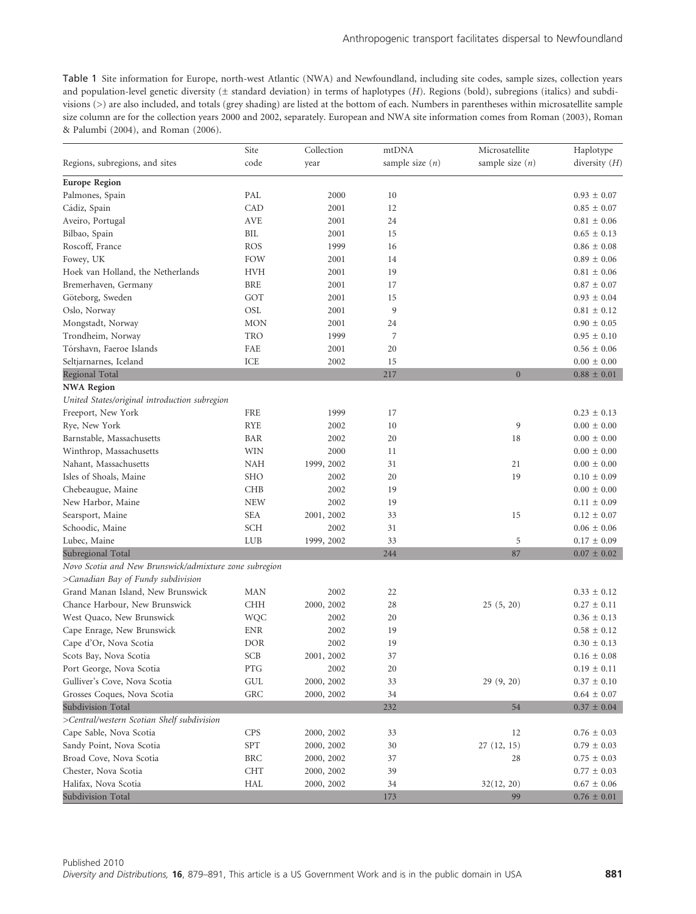Table 1 Site information for Europe, north-west Atlantic (NWA) and Newfoundland, including site codes, sample sizes, collection years and population-level genetic diversity (± standard deviation) in terms of haplotypes ($H$). Regions (bold), subregions (italics) and subdivisions (>) are also included, and totals (grey shading) are listed at the bottom of each. Numbers in parentheses within microsatellite sample size column are for the collection years 2000 and 2002, separately. European and NWA site information comes from Roman (2003), Roman & Palumbi (2004), and Roman (2006).

| Regions, subregions, and sites | Site code | Collection year | mtDNA sample size ($n$) | Microsatellite sample size ($n$) | Haplotype diversity ($H$) |
|---|---|---|---|---|---|
| **Europe Region** | | | | | |
| Palmones, Spain | PAL | 2000 | 10 | | 0.93 ± 0.07 |
| Cádiz, Spain | CAD | 2001 | 12 | | 0.85 ± 0.07 |
| Aveiro, Portugal | AVE | 2001 | 24 | | 0.81 ± 0.06 |
| Bilbao, Spain | BIL | 2001 | 15 | | 0.65 ± 0.13 |
| Roscoff, France | ROS | 1999 | 16 | | 0.86 ± 0.08 |
| Fowey, UK | FOW | 2001 | 14 | | 0.89 ± 0.06 |
| Hoek van Holland, the Netherlands | HVH | 2001 | 19 | | 0.81 ± 0.06 |
| Bremerhaven, Germany | BRE | 2001 | 17 | | 0.87 ± 0.07 |
| Göteborg, Sweden | GOT | 2001 | 15 | | 0.93 ± 0.04 |
| Oslo, Norway | OSL | 2001 | 9 | | 0.81 ± 0.12 |
| Mongstadt, Norway | MON | 2001 | 24 | | 0.90 ± 0.05 |
| Trondheim, Norway | TRO | 1999 | 7 | | 0.95 ± 0.10 |
| Tórshavn, Faeroe Islands | FAE | 2001 | 20 | | 0.56 ± 0.06 |
| Seltjarnarnes, Iceland | ICE | 2002 | 15 | | 0.00 ± 0.00 |
| Regional Total | | | 217 | 0 | 0.88 ± 0.01 |
| **NWA Region** | | | | | |
| *United States/original introduction subregion* | | | | | |
| Freeport, New York | FRE | 1999 | 17 | | 0.23 ± 0.13 |
| Rye, New York | RYE | 2002 | 10 | 9 | 0.00 ± 0.00 |
| Barnstable, Massachusetts | BAR | 2002 | 20 | 18 | 0.00 ± 0.00 |
| Winthrop, Massachusetts | WIN | 2000 | 11 | | 0.00 ± 0.00 |
| Nahant, Massachusetts | NAH | 1999, 2002 | 31 | 21 | 0.00 ± 0.00 |
| Isles of Shoals, Maine | SHO | 2002 | 20 | 19 | 0.10 ± 0.09 |
| Chebeaugue, Maine | CHB | 2002 | 19 | | 0.00 ± 0.00 |
| New Harbor, Maine | NEW | 2002 | 19 | | 0.11 ± 0.09 |
| Searsport, Maine | SEA | 2001, 2002 | 33 | 15 | 0.12 ± 0.07 |
| Schoodic, Maine | SCH | 2002 | 31 | | 0.06 ± 0.06 |
| Lubec, Maine | LUB | 1999, 2002 | 33 | 5 | 0.17 ± 0.09 |
| Subregional Total | | | 244 | 87 | 0.07 ± 0.02 |
| *Novo Scotia and New Brunswick/admixture zone subregion* | | | | | |
| *>Canadian Bay of Fundy subdivision* | | | | | |
| Grand Manan Island, New Brunswick | MAN | 2002 | 22 | | 0.33 ± 0.12 |
| Chance Harbour, New Brunswick | CHH | 2000, 2002 | 28 | 25 (5, 20) | 0.27 ± 0.11 |
| West Quaco, New Brunswick | WQC | 2002 | 20 | | 0.36 ± 0.13 |
| Cape Enrage, New Brunswick | ENR | 2002 | 19 | | 0.58 ± 0.12 |
| Cape d'Or, Nova Scotia | DOR | 2002 | 19 | | 0.30 ± 0.13 |
| Scots Bay, Nova Scotia | SCB | 2001, 2002 | 37 | | 0.16 ± 0.08 |
| Port George, Nova Scotia | PTG | 2002 | 20 | | 0.19 ± 0.11 |
| Gulliver's Cove, Nova Scotia | GUL | 2000, 2002 | 33 | 29 (9, 20) | 0.37 ± 0.10 |
| Grosses Coques, Nova Scotia | GRC | 2000, 2002 | 34 | | 0.64 ± 0.07 |
| Subdivision Total | | | 232 | 54 | 0.37 ± 0.04 |
| *>Central/western Scotian Shelf subdivision* | | | | | |
| Cape Sable, Nova Scotia | CPS | 2000, 2002 | 33 | 12 | 0.76 ± 0.03 |
| Sandy Point, Nova Scotia | SPT | 2000, 2002 | 30 | 27 (12, 15) | 0.79 ± 0.03 |
| Broad Cove, Nova Scotia | BRC | 2000, 2002 | 37 | 28 | 0.75 ± 0.03 |
| Chester, Nova Scotia | CHT | 2000, 2002 | 39 | | 0.77 ± 0.03 |
| Halifax, Nova Scotia | HAL | 2000, 2002 | 34 | 32(12, 20) | 0.67 ± 0.06 |
| Subdivision Total | | | 173 | 99 | 0.76 ± 0.01 |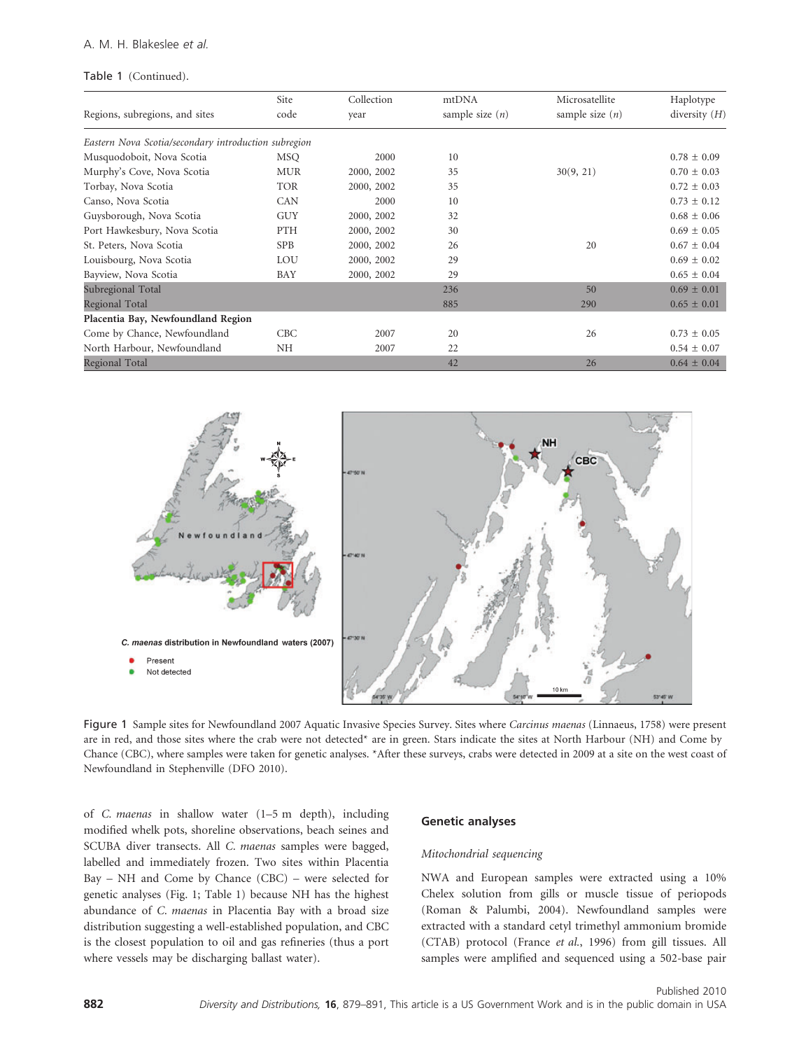Table 1 (Continued).

| Regions, subregions, and sites | Site code | Collection year | mtDNA sample size ($n$) | Microsatellite sample size ($n$) | Haplotype diversity ($H$) |
|---|---|---|---|---|---|
| *Eastern Nova Scotia/secondary introduction subregion* | | | | | |
| Musquodoboit, Nova Scotia | MSQ | 2000 | 10 | | 0.78 ± 0.09 |
| Murphy's Cove, Nova Scotia | MUR | 2000, 2002 | 35 | 30(9, 21) | 0.70 ± 0.03 |
| Torbay, Nova Scotia | TOR | 2000, 2002 | 35 | | 0.72 ± 0.03 |
| Canso, Nova Scotia | CAN | 2000 | 10 | | 0.73 ± 0.12 |
| Guysborough, Nova Scotia | GUY | 2000, 2002 | 32 | | 0.68 ± 0.06 |
| Port Hawkesbury, Nova Scotia | PTH | 2000, 2002 | 30 | | 0.69 ± 0.05 |
| St. Peters, Nova Scotia | SPB | 2000, 2002 | 26 | 20 | 0.67 ± 0.04 |
| Louisbourg, Nova Scotia | LOU | 2000, 2002 | 29 | | 0.69 ± 0.02 |
| Bayview, Nova Scotia | BAY | 2000, 2002 | 29 | | 0.65 ± 0.04 |
| Subregional Total | | | 236 | 50 | 0.69 ± 0.01 |
| Regional Total | | | 885 | 290 | 0.65 ± 0.01 |
| **Placentia Bay, Newfoundland Region** | | | | | |
| Come by Chance, Newfoundland | CBC | 2007 | 20 | 26 | 0.73 ± 0.05 |
| North Harbour, Newfoundland | NH | 2007 | 22 | | 0.54 ± 0.07 |
| Regional Total | | | 42 | 26 | 0.64 ± 0.04 |

Figure 1 Sample sites for Newfoundland 2007 Aquatic Invasive Species Survey. Sites where *Carcinus maenas* (Linnaeus, 1758) were present are in red, and those sites where the crab were not detected* are in green. Stars indicate the sites at North Harbour (NH) and Come by Chance (CBC), where samples were taken for genetic analyses. *After these surveys, crabs were detected in 2009 at a site on the west coast of Newfoundland in Stephenville (DFO 2010).

of *C. maenas* in shallow water (1–5 m depth), including modified whelk pots, shoreline observations, beach seines and SCUBA diver transects. All *C. maenas* samples were bagged, labelled and immediately frozen. Two sites within Placentia Bay – NH and Come by Chance (CBC) – were selected for genetic analyses (Fig. 1; Table 1) because NH has the highest abundance of *C. maenas* in Placentia Bay with a broad size distribution suggesting a well-established population, and CBC is the closest population to oil and gas refineries (thus a port where vessels may be discharging ballast water).

## Genetic analyses

### *Mitochondrial sequencing*

NWA and European samples were extracted using a 10% Chelex solution from gills or muscle tissue of periopods (Roman & Palumbi, 2004). Newfoundland samples were extracted with a standard cetyl trimethyl ammonium bromide (CTAB) protocol (France *et al.*, 1996) from gill tissues. All samples were amplified and sequenced using a 502-base pair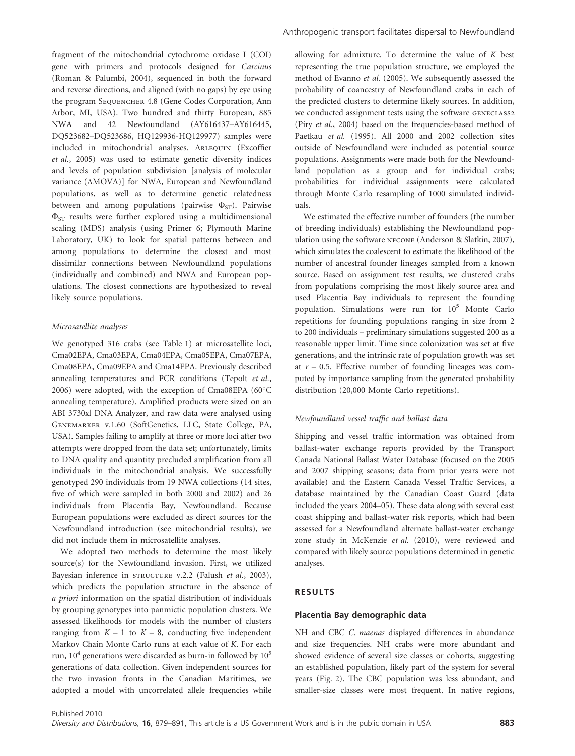fragment of the mitochondrial cytochrome oxidase I (COI) gene with primers and protocols designed for *Carcinus* (Roman & Palumbi, 2004), sequenced in both the forward and reverse directions, and aligned (with no gaps) by eye using the program Sequencher 4.8 (Gene Codes Corporation, Ann Arbor, MI, USA). Two hundred and thirty European, 885 NWA and 42 Newfoundland (AY616437–AY616445, DQ523682–DQ523686, HQ129936-HQ129977) samples were included in mitochondrial analyses. Arlequin (Excoffier *et al.*, 2005) was used to estimate genetic diversity indices and levels of population subdivision [analysis of molecular variance (AMOVA)] for NWA, European and Newfoundland populations, as well as to determine genetic relatedness between and among populations (pairwise $\Phi_{ST}$). Pairwise $\Phi_{ST}$ results were further explored using a multidimensional scaling (MDS) analysis (using Primer 6; Plymouth Marine Laboratory, UK) to look for spatial patterns between and among populations to determine the closest and most dissimilar connections between Newfoundland populations (individually and combined) and NWA and European populations. The closest connections are hypothesized to reveal likely source populations.

#### Microsatellite analyses

We genotyped 316 crabs (see Table 1) at microsatellite loci, Cma02EPA, Cma03EPA, Cma04EPA, Cma05EPA, Cma07EPA, Cma08EPA, Cma09EPA and Cma14EPA. Previously described annealing temperatures and PCR conditions (Tepolt *et al.*, 2006) were adopted, with the exception of Cma08EPA (60°C annealing temperature). Amplified products were sized on an ABI 3730xl DNA Analyzer, and raw data were analysed using Genemarker v.1.60 (SoftGenetics, LLC, State College, PA, USA). Samples failing to amplify at three or more loci after two attempts were dropped from the data set; unfortunately, limits to DNA quality and quantity precluded amplification from all individuals in the mitochondrial analysis. We successfully genotyped 290 individuals from 19 NWA collections (14 sites, five of which were sampled in both 2000 and 2002) and 26 individuals from Placentia Bay, Newfoundland. Because European populations were excluded as direct sources for the Newfoundland introduction (see mitochondrial results), we did not include them in microsatellite analyses.

We adopted two methods to determine the most likely source(s) for the Newfoundland invasion. First, we utilized Bayesian inference in structure v.2.2 (Falush *et al.*, 2003), which predicts the population structure in the absence of *a priori* information on the spatial distribution of individuals by grouping genotypes into panmictic population clusters. We assessed likelihoods for models with the number of clusters ranging from $K = 1$ to $K = 8$, conducting five independent Markov Chain Monte Carlo runs at each value of $K$. For each run, $10^4$ generations were discarded as burn-in followed by $10^5$ generations of data collection. Given independent sources for the two invasion fronts in the Canadian Maritimes, we adopted a model with uncorrelated allele frequencies while allowing for admixture. To determine the value of $K$ best representing the true population structure, we employed the method of Evanno *et al.* (2005). We subsequently assessed the probability of coancestry of Newfoundland crabs in each of the predicted clusters to determine likely sources. In addition, we conducted assignment tests using the software geneclass2 (Piry *et al.*, 2004) based on the frequencies-based method of Paetkau *et al.* (1995). All 2000 and 2002 collection sites outside of Newfoundland were included as potential source populations. Assignments were made both for the Newfoundland population as a group and for individual crabs; probabilities for individual assignments were calculated through Monte Carlo resampling of 1000 simulated individuals.

We estimated the effective number of founders (the number of breeding individuals) establishing the Newfoundland population using the software nfcone (Anderson & Slatkin, 2007), which simulates the coalescent to estimate the likelihood of the number of ancestral founder lineages sampled from a known source. Based on assignment test results, we clustered crabs from populations comprising the most likely source area and used Placentia Bay individuals to represent the founding population. Simulations were run for $10^5$ Monte Carlo repetitions for founding populations ranging in size from 2 to 200 individuals – preliminary simulations suggested 200 as a reasonable upper limit. Time since colonization was set at five generations, and the intrinsic rate of population growth was set at $r = 0.5$. Effective number of founding lineages was computed by importance sampling from the generated probability distribution (20,000 Monte Carlo repetitions).

#### Newfoundland vessel traffic and ballast data

Shipping and vessel traffic information was obtained from ballast-water exchange reports provided by the Transport Canada National Ballast Water Database (focused on the 2005 and 2007 shipping seasons; data from prior years were not available) and the Eastern Canada Vessel Traffic Services, a database maintained by the Canadian Coast Guard (data included the years 2004–05). These data along with several east coast shipping and ballast-water risk reports, which had been assessed for a Newfoundland alternate ballast-water exchange zone study in McKenzie *et al.* (2010), were reviewed and compared with likely source populations determined in genetic analyses.

## RESULTS

### Placentia Bay demographic data

NH and CBC *C. maenas* displayed differences in abundance and size frequencies. NH crabs were more abundant and showed evidence of several size classes or cohorts, suggesting an established population, likely part of the system for several years (Fig. 2). The CBC population was less abundant, and smaller-size classes were most frequent. In native regions,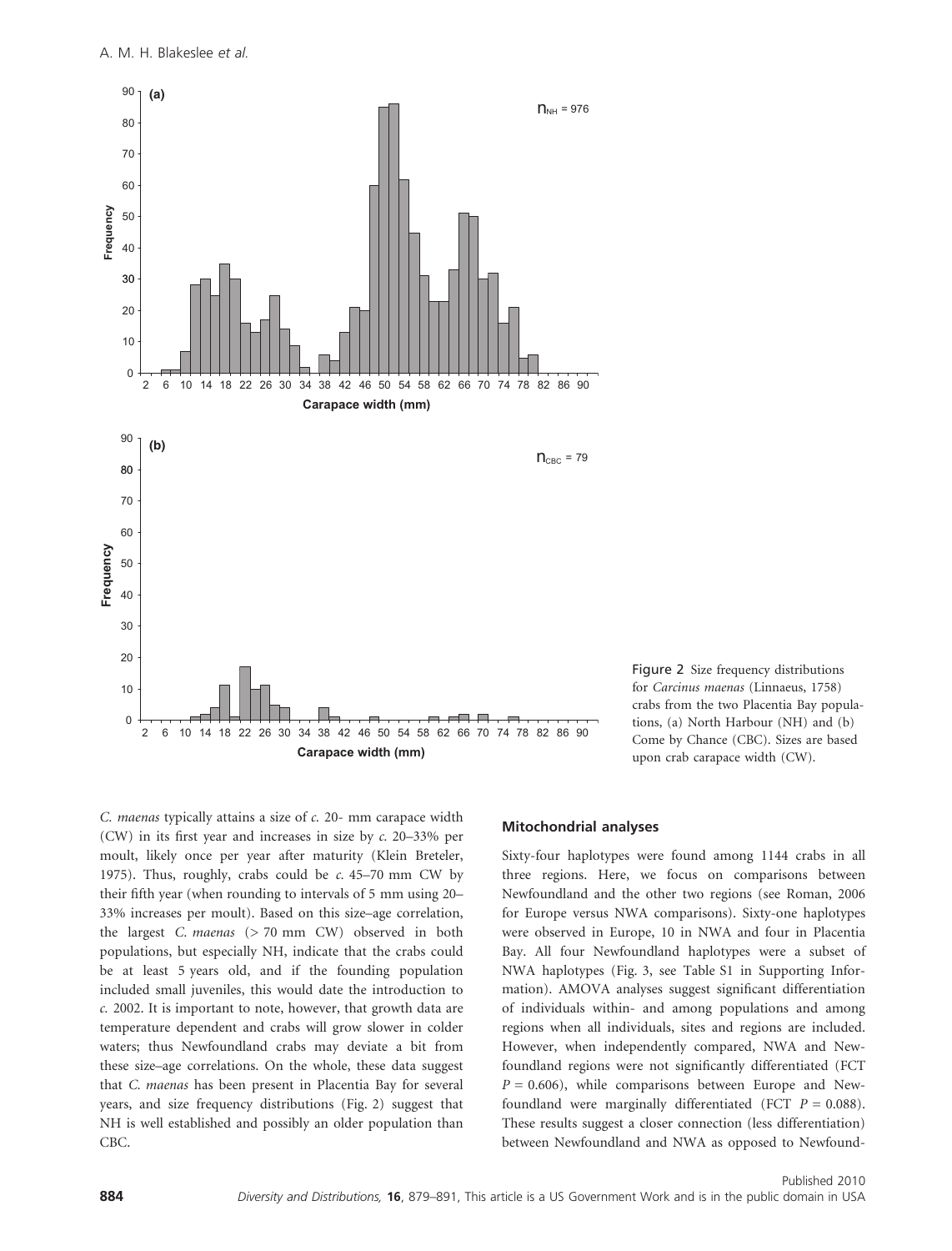Figure 2 Size frequency distributions for *Carcinus maenas* (Linnaeus, 1758) crabs from the two Placentia Bay populations, (a) North Harbour (NH) and (b) Come by Chance (CBC). Sizes are based upon crab carapace width (CW).

*C. maenas* typically attains a size of *c.* 20- mm carapace width (CW) in its first year and increases in size by *c.* 20–33% per moult, likely once per year after maturity (Klein Breteler, 1975). Thus, roughly, crabs could be *c.* 45–70 mm CW by their fifth year (when rounding to intervals of 5 mm using 20–33% increases per moult). Based on this size–age correlation, the largest *C. maenas* (> 70 mm CW) observed in both populations, but especially NH, indicate that the crabs could be at least 5 years old, and if the founding population included small juveniles, this would date the introduction to *c.* 2002. It is important to note, however, that growth data are temperature dependent and crabs will grow slower in colder waters; thus Newfoundland crabs may deviate a bit from these size–age correlations. On the whole, these data suggest that *C. maenas* has been present in Placentia Bay for several years, and size frequency distributions (Fig. 2) suggest that NH is well established and possibly an older population than CBC.

### Mitochondrial analyses

Sixty-four haplotypes were found among 1144 crabs in all three regions. Here, we focus on comparisons between Newfoundland and the other two regions (see Roman, 2006 for Europe versus NWA comparisons). Sixty-one haplotypes were observed in Europe, 10 in NWA and four in Placentia Bay. All four Newfoundland haplotypes were a subset of NWA haplotypes (Fig. 3, see Table S1 in Supporting Information). AMOVA analyses suggest significant differentiation of individuals within- and among populations and among regions when all individuals, sites and regions are included. However, when independently compared, NWA and Newfoundland regions were not significantly differentiated (FCT $P = 0.606$), while comparisons between Europe and Newfoundland were marginally differentiated (FCT $P = 0.088$). These results suggest a closer connection (less differentiation) between Newfoundland and NWA as opposed to Newfound-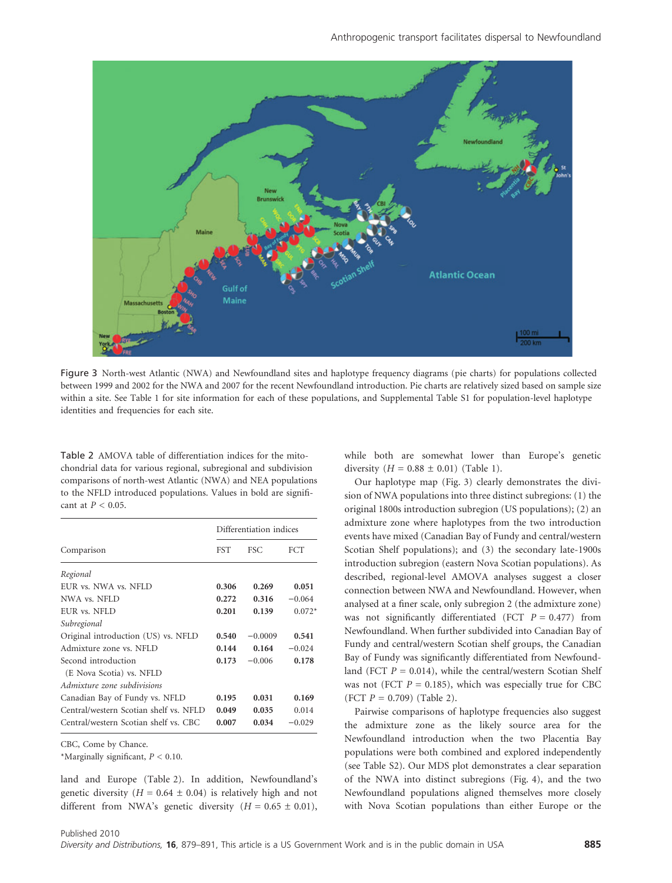Figure 3 North-west Atlantic (NWA) and Newfoundland sites and haplotype frequency diagrams (pie charts) for populations collected between 1999 and 2002 for the NWA and 2007 for the recent Newfoundland introduction. Pie charts are relatively sized based on sample size within a site. See Table 1 for site information for each of these populations, and Supplemental Table S1 for population-level haplotype identities and frequencies for each site.

Table 2 AMOVA table of differentiation indices for the mitochondrial data for various regional, subregional and subdivision comparisons of north-west Atlantic (NWA) and NEA populations to the NFLD introduced populations. Values in bold are significant at $P < 0.05$.

| Comparison | Differentiation indices | | |
|---|---|---|---|
| | FST | FSC | FCT |
| *Regional* | | | |
| EUR vs. NWA vs. NFLD | **0.306** | **0.269** | **0.051** |
| NWA vs. NFLD | **0.272** | **0.316** | −0.064 |
| EUR vs. NFLD | **0.201** | **0.139** | 0.072* |
| *Subregional* | | | |
| Original introduction (US) vs. NFLD | **0.540** | −0.0009 | **0.541** |
| Admixture zone vs. NFLD | **0.144** | **0.164** | −0.024 |
| Second introduction (E Nova Scotia) vs. NFLD | **0.173** | −0.006 | **0.178** |
| *Admixture zone subdivisions* | | | |
| Canadian Bay of Fundy vs. NFLD | **0.195** | **0.031** | **0.169** |
| Central/western Scotian shelf vs. NFLD | **0.049** | **0.035** | 0.014 |
| Central/western Scotian shelf vs. CBC | **0.007** | **0.034** | −0.029 |

CBC, Come by Chance.
*Marginally significant, $P < 0.10$.

land and Europe (Table 2). In addition, Newfoundland's genetic diversity ($H = 0.64 \pm 0.04$) is relatively high and not different from NWA's genetic diversity ($H = 0.65 \pm 0.01$), while both are somewhat lower than Europe's genetic diversity ($H = 0.88 \pm 0.01$) (Table 1).

Our haplotype map (Fig. 3) clearly demonstrates the division of NWA populations into three distinct subregions: (1) the original 1800s introduction subregion (US populations); (2) an admixture zone where haplotypes from the two introduction events have mixed (Canadian Bay of Fundy and central/western Scotian Shelf populations); and (3) the secondary late-1900s introduction subregion (eastern Nova Scotian populations). As described, regional-level AMOVA analyses suggest a closer connection between NWA and Newfoundland. However, when analysed at a finer scale, only subregion 2 (the admixture zone) was not significantly differentiated (FCT $P = 0.477$) from Newfoundland. When further subdivided into Canadian Bay of Fundy and central/western Scotian shelf groups, the Canadian Bay of Fundy was significantly differentiated from Newfoundland (FCT $P = 0.014$), while the central/western Scotian Shelf was not (FCT $P = 0.185$), which was especially true for CBC (FCT $P = 0.709$) (Table 2).

Pairwise comparisons of haplotype frequencies also suggest the admixture zone as the likely source area for the Newfoundland introduction when the two Placentia Bay populations were both combined and explored independently (see Table S2). Our MDS plot demonstrates a clear separation of the NWA into distinct subregions (Fig. 4), and the two Newfoundland populations aligned themselves more closely with Nova Scotian populations than either Europe or the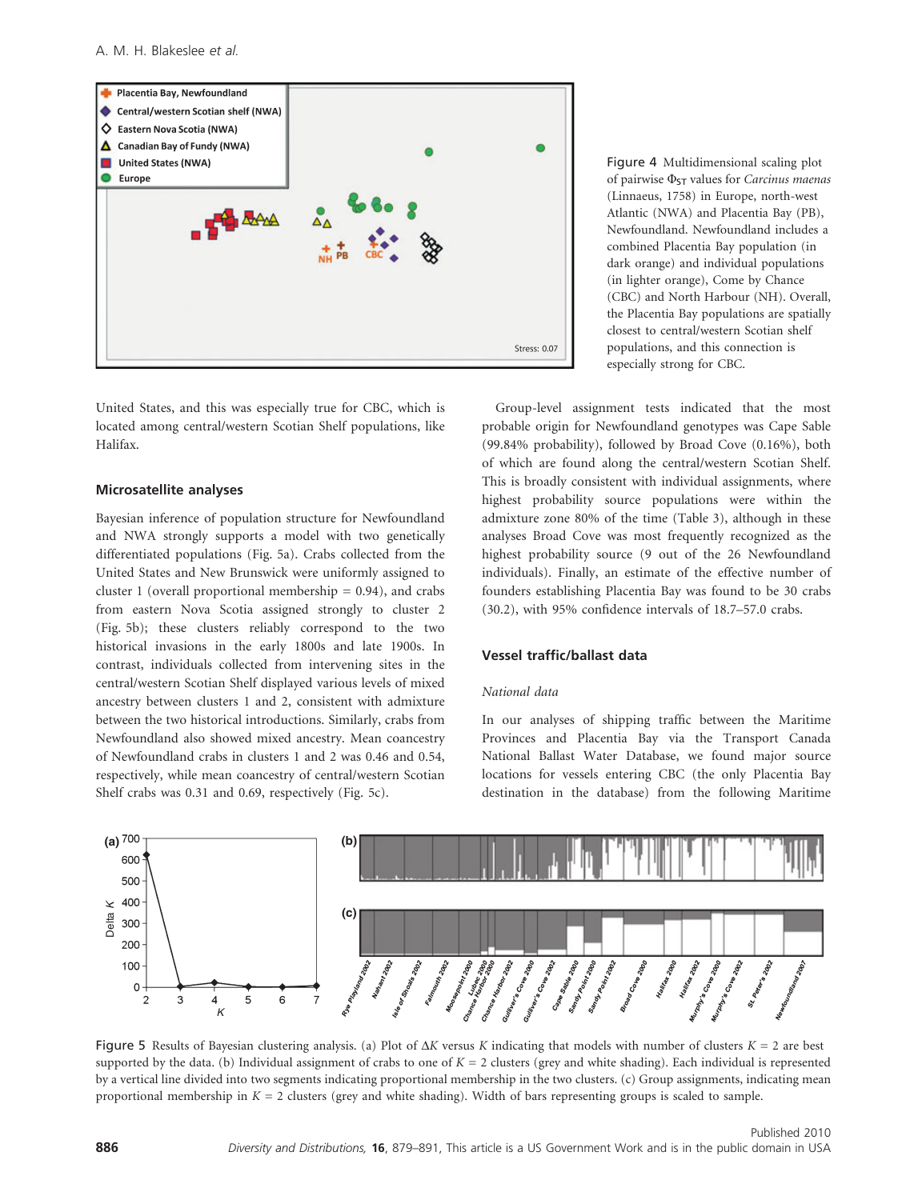Figure 4 Multidimensional scaling plot of pairwise $\Phi_{ST}$ values for *Carcinus maenas* (Linnaeus, 1758) in Europe, north-west Atlantic (NWA) and Placentia Bay (PB), Newfoundland. Newfoundland includes a combined Placentia Bay population (in dark orange) and individual populations (in lighter orange), Come by Chance (CBC) and North Harbour (NH). Overall, the Placentia Bay populations are spatially closest to central/western Scotian shelf populations, and this connection is especially strong for CBC.

United States, and this was especially true for CBC, which is located among central/western Scotian Shelf populations, like Halifax.

### Microsatellite analyses

Bayesian inference of population structure for Newfoundland and NWA strongly supports a model with two genetically differentiated populations (Fig. 5a). Crabs collected from the United States and New Brunswick were uniformly assigned to cluster 1 (overall proportional membership = 0.94), and crabs from eastern Nova Scotia assigned strongly to cluster 2 (Fig. 5b); these clusters reliably correspond to the two historical invasions in the early 1800s and late 1900s. In contrast, individuals collected from intervening sites in the central/western Scotian Shelf displayed various levels of mixed ancestry between clusters 1 and 2, consistent with admixture between the two historical introductions. Similarly, crabs from Newfoundland also showed mixed ancestry. Mean coancestry of Newfoundland crabs in clusters 1 and 2 was 0.46 and 0.54, respectively, while mean coancestry of central/western Scotian Shelf crabs was 0.31 and 0.69, respectively (Fig. 5c).

Group-level assignment tests indicated that the most probable origin for Newfoundland genotypes was Cape Sable (99.84% probability), followed by Broad Cove (0.16%), both of which are found along the central/western Scotian Shelf. This is broadly consistent with individual assignments, where highest probability source populations were within the admixture zone 80% of the time (Table 3), although in these analyses Broad Cove was most frequently recognized as the highest probability source (9 out of the 26 Newfoundland individuals). Finally, an estimate of the effective number of founders establishing Placentia Bay was found to be 30 crabs (30.2), with 95% confidence intervals of 18.7–57.0 crabs.

### Vessel traffic/ballast data

*National data*

In our analyses of shipping traffic between the Maritime Provinces and Placentia Bay via the Transport Canada National Ballast Water Database, we found major source locations for vessels entering CBC (the only Placentia Bay destination in the database) from the following Maritime

Figure 5 Results of Bayesian clustering analysis. (a) Plot of $\Delta K$ versus $K$ indicating that models with number of clusters $K$ = 2 are best supported by the data. (b) Individual assignment of crabs to one of $K$ = 2 clusters (grey and white shading). Each individual is represented by a vertical line divided into two segments indicating proportional membership in the two clusters. (c) Group assignments, indicating mean proportional membership in $K$ = 2 clusters (grey and white shading). Width of bars representing groups is scaled to sample.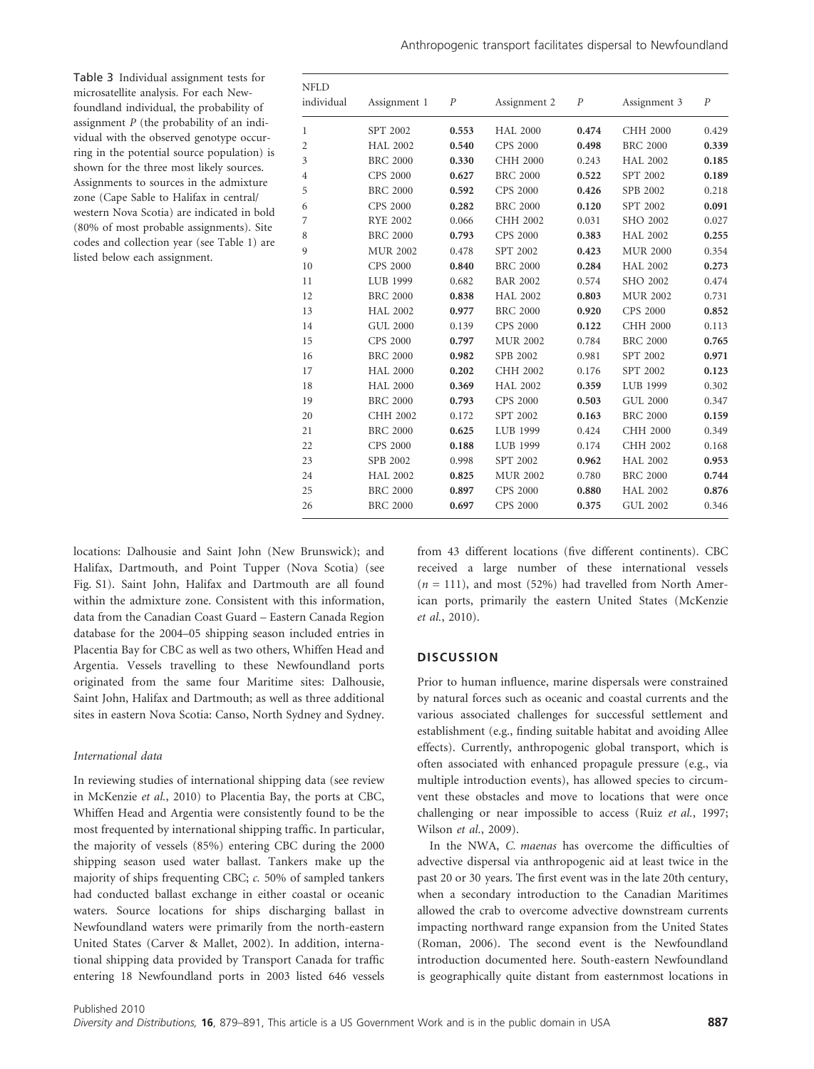Table 3 Individual assignment tests for microsatellite analysis. For each Newfoundland individual, the probability of assignment $P$ (the probability of an individual with the observed genotype occurring in the potential source population) is shown for the three most likely sources. Assignments to sources in the admixture zone (Cape Sable to Halifax in central/western Nova Scotia) are indicated in bold (80% of most probable assignments). Site codes and collection year (see Table 1) are listed below each assignment.

| NFLD individual | Assignment 1 | $P$ | Assignment 2 | $P$ | Assignment 3 | $P$ |
|---|---|---|---|---|---|---|
| 1 | SPT 2002 | **0.553** | HAL 2000 | **0.474** | CHH 2000 | 0.429 |
| 2 | HAL 2002 | **0.540** | CPS 2000 | **0.498** | BRC 2000 | **0.339** |
| 3 | BRC 2000 | **0.330** | CHH 2000 | 0.243 | HAL 2002 | **0.185** |
| 4 | CPS 2000 | **0.627** | BRC 2000 | **0.522** | SPT 2002 | **0.189** |
| 5 | BRC 2000 | **0.592** | CPS 2000 | **0.426** | SPB 2002 | 0.218 |
| 6 | CPS 2000 | **0.282** | BRC 2000 | **0.120** | SPT 2002 | **0.091** |
| 7 | RYE 2002 | 0.066 | CHH 2002 | 0.031 | SHO 2002 | 0.027 |
| 8 | BRC 2000 | **0.793** | CPS 2000 | **0.383** | HAL 2002 | **0.255** |
| 9 | MUR 2002 | 0.478 | SPT 2002 | **0.423** | MUR 2000 | 0.354 |
| 10 | CPS 2000 | **0.840** | BRC 2000 | **0.284** | HAL 2002 | **0.273** |
| 11 | LUB 1999 | 0.682 | BAR 2002 | 0.574 | SHO 2002 | 0.474 |
| 12 | BRC 2000 | **0.838** | HAL 2002 | **0.803** | MUR 2002 | 0.731 |
| 13 | HAL 2002 | **0.977** | BRC 2000 | **0.920** | CPS 2000 | **0.852** |
| 14 | GUL 2000 | 0.139 | CPS 2000 | **0.122** | CHH 2000 | 0.113 |
| 15 | CPS 2000 | **0.797** | MUR 2002 | 0.784 | BRC 2000 | **0.765** |
| 16 | BRC 2000 | **0.982** | SPB 2002 | 0.981 | SPT 2002 | **0.971** |
| 17 | HAL 2000 | **0.202** | CHH 2002 | 0.176 | SPT 2002 | **0.123** |
| 18 | HAL 2000 | **0.369** | HAL 2002 | **0.359** | LUB 1999 | 0.302 |
| 19 | BRC 2000 | **0.793** | CPS 2000 | **0.503** | GUL 2000 | 0.347 |
| 20 | CHH 2002 | 0.172 | SPT 2002 | **0.163** | BRC 2000 | **0.159** |
| 21 | BRC 2000 | **0.625** | LUB 1999 | 0.424 | CHH 2000 | 0.349 |
| 22 | CPS 2000 | **0.188** | LUB 1999 | 0.174 | CHH 2002 | 0.168 |
| 23 | SPB 2002 | 0.998 | SPT 2002 | **0.962** | HAL 2002 | **0.953** |
| 24 | HAL 2002 | **0.825** | MUR 2002 | 0.780 | BRC 2000 | **0.744** |
| 25 | BRC 2000 | **0.897** | CPS 2000 | **0.880** | HAL 2002 | **0.876** |
| 26 | BRC 2000 | **0.697** | CPS 2000 | **0.375** | GUL 2002 | 0.346 |

locations: Dalhousie and Saint John (New Brunswick); and Halifax, Dartmouth, and Point Tupper (Nova Scotia) (see Fig. S1). Saint John, Halifax and Dartmouth are all found within the admixture zone. Consistent with this information, data from the Canadian Coast Guard – Eastern Canada Region database for the 2004–05 shipping season included entries in Placentia Bay for CBC as well as two others, Whiffen Head and Argentia. Vessels travelling to these Newfoundland ports originated from the same four Maritime sites: Dalhousie, Saint John, Halifax and Dartmouth; as well as three additional sites in eastern Nova Scotia: Canso, North Sydney and Sydney.

### *International data*

In reviewing studies of international shipping data (see review in McKenzie *et al.*, 2010) to Placentia Bay, the ports at CBC, Whiffen Head and Argentia were consistently found to be the most frequented by international shipping traffic. In particular, the majority of vessels (85%) entering CBC during the 2000 shipping season used water ballast. Tankers make up the majority of ships frequenting CBC; *c.* 50% of sampled tankers had conducted ballast exchange in either coastal or oceanic waters. Source locations for ships discharging ballast in Newfoundland waters were primarily from the north-eastern United States (Carver & Mallet, 2002). In addition, international shipping data provided by Transport Canada for traffic entering 18 Newfoundland ports in 2003 listed 646 vessels from 43 different locations (five different continents). CBC received a large number of these international vessels ($n = 111$), and most (52%) had travelled from North American ports, primarily the eastern United States (McKenzie *et al.*, 2010).

## DISCUSSION

Prior to human influence, marine dispersals were constrained by natural forces such as oceanic and coastal currents and the various associated challenges for successful settlement and establishment (e.g., finding suitable habitat and avoiding Allee effects). Currently, anthropogenic global transport, which is often associated with enhanced propagule pressure (e.g., via multiple introduction events), has allowed species to circumvent these obstacles and move to locations that were once challenging or near impossible to access (Ruiz *et al.*, 1997; Wilson *et al.*, 2009).

In the NWA, *C. maenas* has overcome the difficulties of advective dispersal via anthropogenic aid at least twice in the past 20 or 30 years. The first event was in the late 20th century, when a secondary introduction to the Canadian Maritimes allowed the crab to overcome advective downstream currents impacting northward range expansion from the United States (Roman, 2006). The second event is the Newfoundland introduction documented here. South-eastern Newfoundland is geographically quite distant from easternmost locations in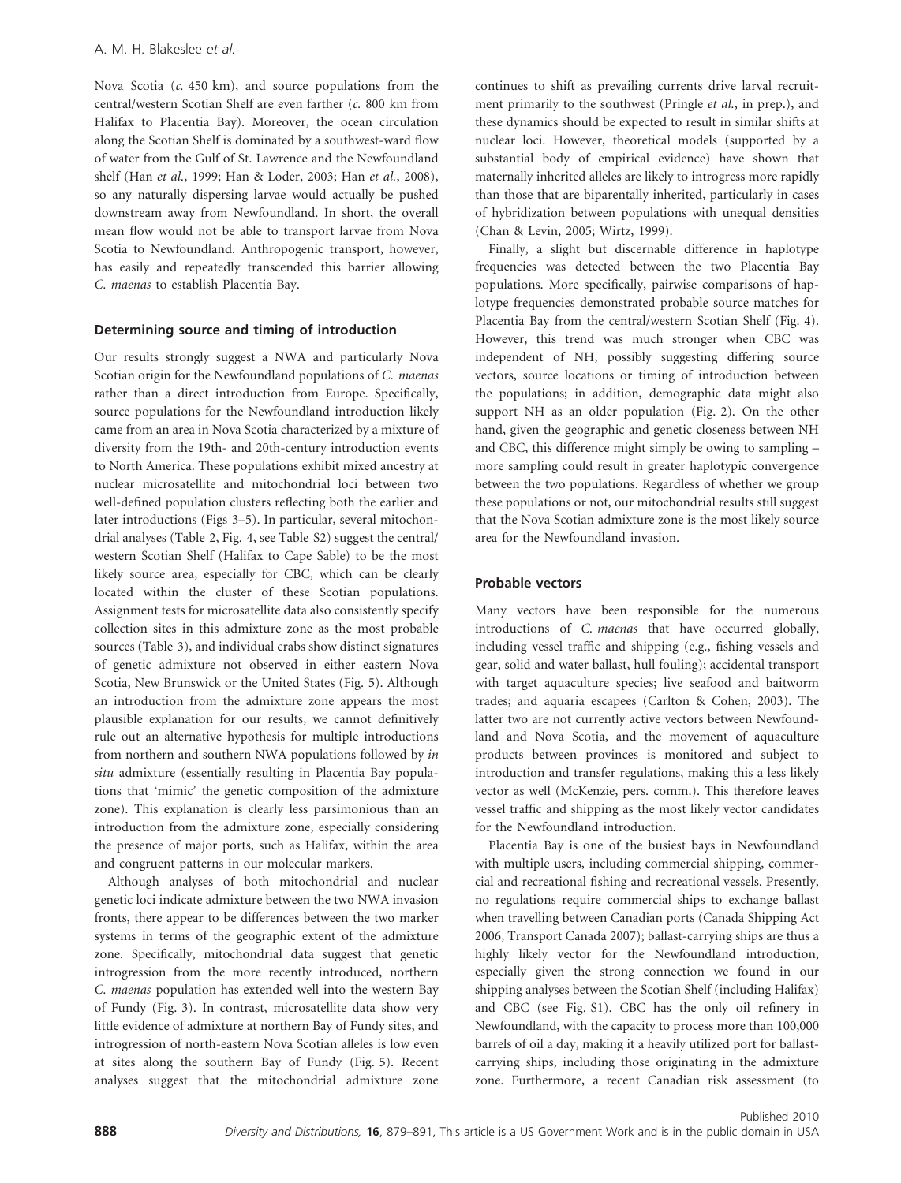Nova Scotia (*c*. 450 km), and source populations from the central/western Scotian Shelf are even farther (*c*. 800 km from Halifax to Placentia Bay). Moreover, the ocean circulation along the Scotian Shelf is dominated by a southwest-ward flow of water from the Gulf of St. Lawrence and the Newfoundland shelf (Han *et al*., 1999; Han & Loder, 2003; Han *et al*., 2008), so any naturally dispersing larvae would actually be pushed downstream away from Newfoundland. In short, the overall mean flow would not be able to transport larvae from Nova Scotia to Newfoundland. Anthropogenic transport, however, has easily and repeatedly transcended this barrier allowing *C. maenas* to establish Placentia Bay.

### Determining source and timing of introduction

Our results strongly suggest a NWA and particularly Nova Scotian origin for the Newfoundland populations of *C. maenas* rather than a direct introduction from Europe. Specifically, source populations for the Newfoundland introduction likely came from an area in Nova Scotia characterized by a mixture of diversity from the 19th- and 20th-century introduction events to North America. These populations exhibit mixed ancestry at nuclear microsatellite and mitochondrial loci between two well-defined population clusters reflecting both the earlier and later introductions (Figs 3–5). In particular, several mitochondrial analyses (Table 2, Fig. 4, see Table S2) suggest the central/western Scotian Shelf (Halifax to Cape Sable) to be the most likely source area, especially for CBC, which can be clearly located within the cluster of these Scotian populations. Assignment tests for microsatellite data also consistently specify collection sites in this admixture zone as the most probable sources (Table 3), and individual crabs show distinct signatures of genetic admixture not observed in either eastern Nova Scotia, New Brunswick or the United States (Fig. 5). Although an introduction from the admixture zone appears the most plausible explanation for our results, we cannot definitively rule out an alternative hypothesis for multiple introductions from northern and southern NWA populations followed by *in situ* admixture (essentially resulting in Placentia Bay populations that 'mimic' the genetic composition of the admixture zone). This explanation is clearly less parsimonious than an introduction from the admixture zone, especially considering the presence of major ports, such as Halifax, within the area and congruent patterns in our molecular markers.

Although analyses of both mitochondrial and nuclear genetic loci indicate admixture between the two NWA invasion fronts, there appear to be differences between the two marker systems in terms of the geographic extent of the admixture zone. Specifically, mitochondrial data suggest that genetic introgression from the more recently introduced, northern *C. maenas* population has extended well into the western Bay of Fundy (Fig. 3). In contrast, microsatellite data show very little evidence of admixture at northern Bay of Fundy sites, and introgression of north-eastern Nova Scotian alleles is low even at sites along the southern Bay of Fundy (Fig. 5). Recent analyses suggest that the mitochondrial admixture zone continues to shift as prevailing currents drive larval recruitment primarily to the southwest (Pringle *et al*., in prep.), and these dynamics should be expected to result in similar shifts at nuclear loci. However, theoretical models (supported by a substantial body of empirical evidence) have shown that maternally inherited alleles are likely to introgress more rapidly than those that are biparentally inherited, particularly in cases of hybridization between populations with unequal densities (Chan & Levin, 2005; Wirtz, 1999).

Finally, a slight but discernable difference in haplotype frequencies was detected between the two Placentia Bay populations. More specifically, pairwise comparisons of haplotype frequencies demonstrated probable source matches for Placentia Bay from the central/western Scotian Shelf (Fig. 4). However, this trend was much stronger when CBC was independent of NH, possibly suggesting differing source vectors, source locations or timing of introduction between the populations; in addition, demographic data might also support NH as an older population (Fig. 2). On the other hand, given the geographic and genetic closeness between NH and CBC, this difference might simply be owing to sampling – more sampling could result in greater haplotypic convergence between the two populations. Regardless of whether we group these populations or not, our mitochondrial results still suggest that the Nova Scotian admixture zone is the most likely source area for the Newfoundland invasion.

### Probable vectors

Many vectors have been responsible for the numerous introductions of *C. maenas* that have occurred globally, including vessel traffic and shipping (e.g., fishing vessels and gear, solid and water ballast, hull fouling); accidental transport with target aquaculture species; live seafood and baitworm trades; and aquaria escapees (Carlton & Cohen, 2003). The latter two are not currently active vectors between Newfoundland and Nova Scotia, and the movement of aquaculture products between provinces is monitored and subject to introduction and transfer regulations, making this a less likely vector as well (McKenzie, pers. comm.). This therefore leaves vessel traffic and shipping as the most likely vector candidates for the Newfoundland introduction.

Placentia Bay is one of the busiest bays in Newfoundland with multiple users, including commercial shipping, commercial and recreational fishing and recreational vessels. Presently, no regulations require commercial ships to exchange ballast when travelling between Canadian ports (Canada Shipping Act 2006, Transport Canada 2007); ballast-carrying ships are thus a highly likely vector for the Newfoundland introduction, especially given the strong connection we found in our shipping analyses between the Scotian Shelf (including Halifax) and CBC (see Fig. S1). CBC has the only oil refinery in Newfoundland, with the capacity to process more than 100,000 barrels of oil a day, making it a heavily utilized port for ballast-carrying ships, including those originating in the admixture zone. Furthermore, a recent Canadian risk assessment (to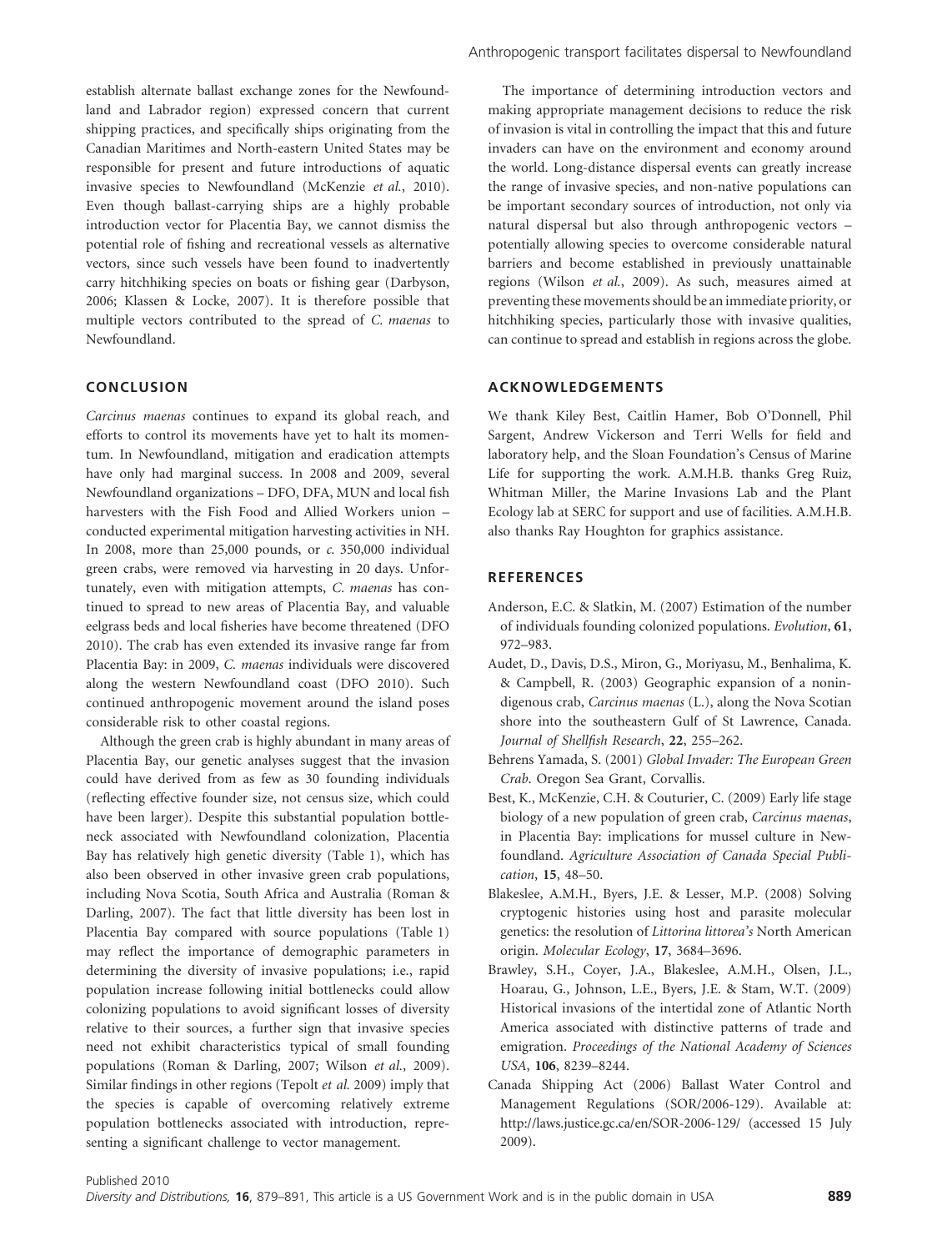establish alternate ballast exchange zones for the Newfoundland and Labrador region) expressed concern that current shipping practices, and specifically ships originating from the Canadian Maritimes and North-eastern United States may be responsible for present and future introductions of aquatic invasive species to Newfoundland (McKenzie *et al.*, 2010). Even though ballast-carrying ships are a highly probable introduction vector for Placentia Bay, we cannot dismiss the potential role of fishing and recreational vessels as alternative vectors, since such vessels have been found to inadvertently carry hitchhiking species on boats or fishing gear (Darbyson, 2006; Klassen & Locke, 2007). It is therefore possible that multiple vectors contributed to the spread of *C. maenas* to Newfoundland.

## CONCLUSION

*Carcinus maenas* continues to expand its global reach, and efforts to control its movements have yet to halt its momentum. In Newfoundland, mitigation and eradication attempts have only had marginal success. In 2008 and 2009, several Newfoundland organizations – DFO, DFA, MUN and local fish harvesters with the Fish Food and Allied Workers union – conducted experimental mitigation harvesting activities in NH. In 2008, more than 25,000 pounds, or *c.* 350,000 individual green crabs, were removed via harvesting in 20 days. Unfortunately, even with mitigation attempts, *C. maenas* has continued to spread to new areas of Placentia Bay, and valuable eelgrass beds and local fisheries have become threatened (DFO 2010). The crab has even extended its invasive range far from Placentia Bay: in 2009, *C. maenas* individuals were discovered along the western Newfoundland coast (DFO 2010). Such continued anthropogenic movement around the island poses considerable risk to other coastal regions.

Although the green crab is highly abundant in many areas of Placentia Bay, our genetic analyses suggest that the invasion could have derived from as few as 30 founding individuals (reflecting effective founder size, not census size, which could have been larger). Despite this substantial population bottleneck associated with Newfoundland colonization, Placentia Bay has relatively high genetic diversity (Table 1), which has also been observed in other invasive green crab populations, including Nova Scotia, South Africa and Australia (Roman & Darling, 2007). The fact that little diversity has been lost in Placentia Bay compared with source populations (Table 1) may reflect the importance of demographic parameters in determining the diversity of invasive populations; i.e., rapid population increase following initial bottlenecks could allow colonizing populations to avoid significant losses of diversity relative to their sources, a further sign that invasive species need not exhibit characteristics typical of small founding populations (Roman & Darling, 2007; Wilson *et al.*, 2009). Similar findings in other regions (Tepolt *et al.* 2009) imply that the species is capable of overcoming relatively extreme population bottlenecks associated with introduction, representing a significant challenge to vector management.

The importance of determining introduction vectors and making appropriate management decisions to reduce the risk of invasion is vital in controlling the impact that this and future invaders can have on the environment and economy around the world. Long-distance dispersal events can greatly increase the range of invasive species, and non-native populations can be important secondary sources of introduction, not only via natural dispersal but also through anthropogenic vectors – potentially allowing species to overcome considerable natural barriers and become established in previously unattainable regions (Wilson *et al.*, 2009). As such, measures aimed at preventing these movements should be an immediate priority, or hitchhiking species, particularly those with invasive qualities, can continue to spread and establish in regions across the globe.

## ACKNOWLEDGEMENTS

We thank Kiley Best, Caitlin Hamer, Bob O'Donnell, Phil Sargent, Andrew Vickerson and Terri Wells for field and laboratory help, and the Sloan Foundation's Census of Marine Life for supporting the work. A.M.H.B. thanks Greg Ruiz, Whitman Miller, the Marine Invasions Lab and the Plant Ecology lab at SERC for support and use of facilities. A.M.H.B. also thanks Ray Houghton for graphics assistance.

## REFERENCES

Anderson, E.C. & Slatkin, M. (2007) Estimation of the number of individuals founding colonized populations. *Evolution*, **61**, 972–983.

Audet, D., Davis, D.S., Miron, G., Moriyasu, M., Benhalima, K. & Campbell, R. (2003) Geographic expansion of a nonindigenous crab, *Carcinus maenas* (L.), along the Nova Scotian shore into the southeastern Gulf of St Lawrence, Canada. *Journal of Shellfish Research*, **22**, 255–262.

Behrens Yamada, S. (2001) *Global Invader: The European Green Crab*. Oregon Sea Grant, Corvallis.

Best, K., McKenzie, C.H. & Couturier, C. (2009) Early life stage biology of a new population of green crab, *Carcinus maenas*, in Placentia Bay: implications for mussel culture in Newfoundland. *Agriculture Association of Canada Special Publication*, **15**, 48–50.

Blakeslee, A.M.H., Byers, J.E. & Lesser, M.P. (2008) Solving cryptogenic histories using host and parasite molecular genetics: the resolution of *Littorina littorea's* North American origin. *Molecular Ecology*, **17**, 3684–3696.

Brawley, S.H., Coyer, J.A., Blakeslee, A.M.H., Olsen, J.L., Hoarau, G., Johnson, L.E., Byers, J.E. & Stam, W.T. (2009) Historical invasions of the intertidal zone of Atlantic North America associated with distinctive patterns of trade and emigration. *Proceedings of the National Academy of Sciences USA*, **106**, 8239–8244.

Canada Shipping Act (2006) Ballast Water Control and Management Regulations (SOR/2006-129). Available at: http://laws.justice.gc.ca/en/SOR-2006-129/ (accessed 15 July 2009).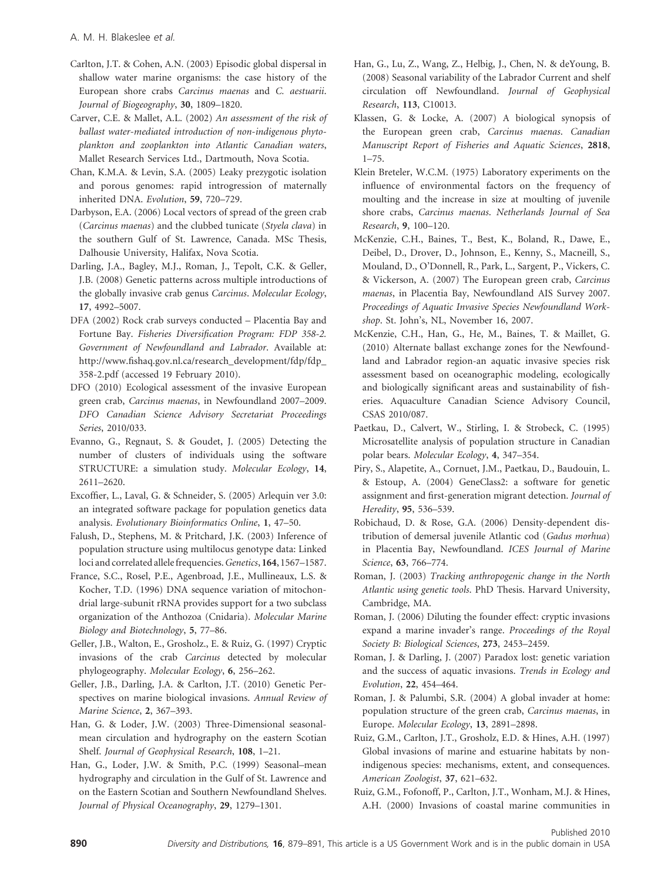Carlton, J.T. & Cohen, A.N. (2003) Episodic global dispersal in shallow water marine organisms: the case history of the European shore crabs *Carcinus maenas* and *C. aestuarii*. *Journal of Biogeography*, **30**, 1809–1820.

Carver, C.E. & Mallet, A.L. (2002) *An assessment of the risk of ballast water-mediated introduction of non-indigenous phytoplankton and zooplankton into Atlantic Canadian waters*, Mallet Research Services Ltd., Dartmouth, Nova Scotia.

Chan, K.M.A. & Levin, S.A. (2005) Leaky prezygotic isolation and porous genomes: rapid introgression of maternally inherited DNA. *Evolution*, **59**, 720–729.

Darbyson, E.A. (2006) Local vectors of spread of the green crab (*Carcinus maenas*) and the clubbed tunicate (*Styela clava*) in the southern Gulf of St. Lawrence, Canada. MSc Thesis, Dalhousie University, Halifax, Nova Scotia.

Darling, J.A., Bagley, M.J., Roman, J., Tepolt, C.K. & Geller, J.B. (2008) Genetic patterns across multiple introductions of the globally invasive crab genus *Carcinus*. *Molecular Ecology*, **17**, 4992–5007.

DFA (2002) Rock crab surveys conducted – Placentia Bay and Fortune Bay. *Fisheries Diversification Program: FDP 358-2. Government of Newfoundland and Labrador*. Available at: http://www.fishaq.gov.nl.ca/research_development/fdp/fdp_358-2.pdf (accessed 19 February 2010).

DFO (2010) Ecological assessment of the invasive European green crab, *Carcinus maenas*, in Newfoundland 2007–2009. *DFO Canadian Science Advisory Secretariat Proceedings Series*, 2010/033.

Evanno, G., Regnaut, S. & Goudet, J. (2005) Detecting the number of clusters of individuals using the software STRUCTURE: a simulation study. *Molecular Ecology*, **14**, 2611–2620.

Excoffier, L., Laval, G. & Schneider, S. (2005) Arlequin ver 3.0: an integrated software package for population genetics data analysis. *Evolutionary Bioinformatics Online*, **1**, 47–50.

Falush, D., Stephens, M. & Pritchard, J.K. (2003) Inference of population structure using multilocus genotype data: Linked loci and correlated allele frequencies. *Genetics*, **164**, 1567–1587.

France, S.C., Rosel, P.E., Agenbroad, J.E., Mullineaux, L.S. & Kocher, T.D. (1996) DNA sequence variation of mitochondrial large-subunit rRNA provides support for a two subclass organization of the Anthozoa (Cnidaria). *Molecular Marine Biology and Biotechnology*, **5**, 77–86.

Geller, J.B., Walton, E., Grosholz., E. & Ruiz, G. (1997) Cryptic invasions of the crab *Carcinus* detected by molecular phylogeography. *Molecular Ecology*, **6**, 256–262.

Geller, J.B., Darling, J.A. & Carlton, J.T. (2010) Genetic Perspectives on marine biological invasions. *Annual Review of Marine Science*, **2**, 367–393.

Han, G. & Loder, J.W. (2003) Three-Dimensional seasonal-mean circulation and hydrography on the eastern Scotian Shelf. *Journal of Geophysical Research*, **108**, 1–21.

Han, G., Loder, J.W. & Smith, P.C. (1999) Seasonal–mean hydrography and circulation in the Gulf of St. Lawrence and on the Eastern Scotian and Southern Newfoundland Shelves. *Journal of Physical Oceanography*, **29**, 1279–1301.

Han, G., Lu, Z., Wang, Z., Helbig, J., Chen, N. & deYoung, B. (2008) Seasonal variability of the Labrador Current and shelf circulation off Newfoundland. *Journal of Geophysical Research*, **113**, C10013.

Klassen, G. & Locke, A. (2007) A biological synopsis of the European green crab, *Carcinus maenas*. *Canadian Manuscript Report of Fisheries and Aquatic Sciences*, **2818**, 1–75.

Klein Breteler, W.C.M. (1975) Laboratory experiments on the influence of environmental factors on the frequency of moulting and the increase in size at moulting of juvenile shore crabs, *Carcinus maenas*. *Netherlands Journal of Sea Research*, **9**, 100–120.

McKenzie, C.H., Baines, T., Best, K., Boland, R., Dawe, E., Deibel, D., Drover, D., Johnson, E., Kenny, S., Macneill, S., Mouland, D., O'Donnell, R., Park, L., Sargent, P., Vickers, C. & Vickerson, A. (2007) The European green crab, *Carcinus maenas*, in Placentia Bay, Newfoundland AIS Survey 2007. *Proceedings of Aquatic Invasive Species Newfoundland Workshop*. St. John's, NL, November 16, 2007.

McKenzie, C.H., Han, G., He, M., Baines, T. & Maillet, G. (2010) Alternate ballast exchange zones for the Newfoundland and Labrador region-an aquatic invasive species risk assessment based on oceanographic modeling, ecologically and biologically significant areas and sustainability of fisheries. Aquaculture Canadian Science Advisory Council, CSAS 2010/087.

Paetkau, D., Calvert, W., Stirling, I. & Strobeck, C. (1995) Microsatellite analysis of population structure in Canadian polar bears. *Molecular Ecology*, **4**, 347–354.

Piry, S., Alapetite, A., Cornuet, J.M., Paetkau, D., Baudouin, L. & Estoup, A. (2004) GeneClass2: a software for genetic assignment and first-generation migrant detection. *Journal of Heredity*, **95**, 536–539.

Robichaud, D. & Rose, G.A. (2006) Density-dependent distribution of demersal juvenile Atlantic cod (*Gadus morhua*) in Placentia Bay, Newfoundland. *ICES Journal of Marine Science*, **63**, 766–774.

Roman, J. (2003) *Tracking anthropogenic change in the North Atlantic using genetic tools*. PhD Thesis. Harvard University, Cambridge, MA.

Roman, J. (2006) Diluting the founder effect: cryptic invasions expand a marine invader's range. *Proceedings of the Royal Society B: Biological Sciences*, **273**, 2453–2459.

Roman, J. & Darling, J. (2007) Paradox lost: genetic variation and the success of aquatic invasions. *Trends in Ecology and Evolution*, **22**, 454–464.

Roman, J. & Palumbi, S.R. (2004) A global invader at home: population structure of the green crab, *Carcinus maenas*, in Europe. *Molecular Ecology*, **13**, 2891–2898.

Ruiz, G.M., Carlton, J.T., Grosholz, E.D. & Hines, A.H. (1997) Global invasions of marine and estuarine habitats by non-indigenous species: mechanisms, extent, and consequences. *American Zoologist*, **37**, 621–632.

Ruiz, G.M., Fofonoff, P., Carlton, J.T., Wonham, M.J. & Hines, A.H. (2000) Invasions of coastal marine communities in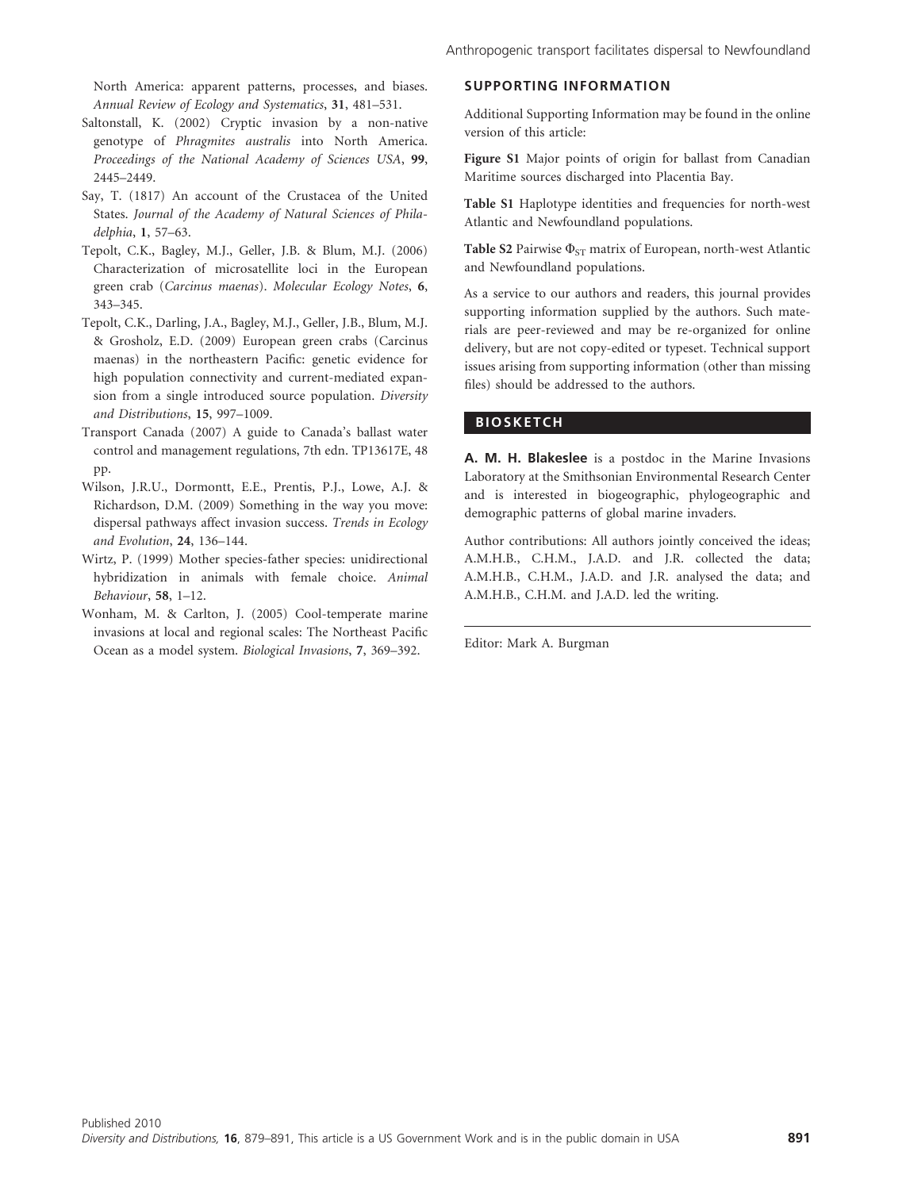North America: apparent patterns, processes, and biases. *Annual Review of Ecology and Systematics*, **31**, 481–531.

Saltonstall, K. (2002) Cryptic invasion by a non-native genotype of *Phragmites australis* into North America. *Proceedings of the National Academy of Sciences USA*, **99**, 2445–2449.

Say, T. (1817) An account of the Crustacea of the United States. *Journal of the Academy of Natural Sciences of Philadelphia*, **1**, 57–63.

Tepolt, C.K., Bagley, M.J., Geller, J.B. & Blum, M.J. (2006) Characterization of microsatellite loci in the European green crab (*Carcinus maenas*). *Molecular Ecology Notes*, **6**, 343–345.

Tepolt, C.K., Darling, J.A., Bagley, M.J., Geller, J.B., Blum, M.J. & Grosholz, E.D. (2009) European green crabs (Carcinus maenas) in the northeastern Pacific: genetic evidence for high population connectivity and current-mediated expansion from a single introduced source population. *Diversity and Distributions*, **15**, 997–1009.

Transport Canada (2007) A guide to Canada's ballast water control and management regulations, 7th edn. TP13617E, 48 pp.

Wilson, J.R.U., Dormontt, E.E., Prentis, P.J., Lowe, A.J. & Richardson, D.M. (2009) Something in the way you move: dispersal pathways affect invasion success. *Trends in Ecology and Evolution*, **24**, 136–144.

Wirtz, P. (1999) Mother species-father species: unidirectional hybridization in animals with female choice. *Animal Behaviour*, **58**, 1–12.

Wonham, M. & Carlton, J. (2005) Cool-temperate marine invasions at local and regional scales: The Northeast Pacific Ocean as a model system. *Biological Invasions*, **7**, 369–392.

## SUPPORTING INFORMATION

Additional Supporting Information may be found in the online version of this article:

**Figure S1** Major points of origin for ballast from Canadian Maritime sources discharged into Placentia Bay.

**Table S1** Haplotype identities and frequencies for north-west Atlantic and Newfoundland populations.

**Table S2** Pairwise $\Phi_{ST}$ matrix of European, north-west Atlantic and Newfoundland populations.

As a service to our authors and readers, this journal provides supporting information supplied by the authors. Such materials are peer-reviewed and may be re-organized for online delivery, but are not copy-edited or typeset. Technical support issues arising from supporting information (other than missing files) should be addressed to the authors.

## BIOSKETCH

**A. M. H. Blakeslee** is a postdoc in the Marine Invasions Laboratory at the Smithsonian Environmental Research Center and is interested in biogeographic, phylogeographic and demographic patterns of global marine invaders.

Author contributions: All authors jointly conceived the ideas; A.M.H.B., C.H.M., J.A.D. and J.R. collected the data; A.M.H.B., C.H.M., J.A.D. and J.R. analysed the data; and A.M.H.B., C.H.M. and J.A.D. led the writing.

Editor: Mark A. Burgman